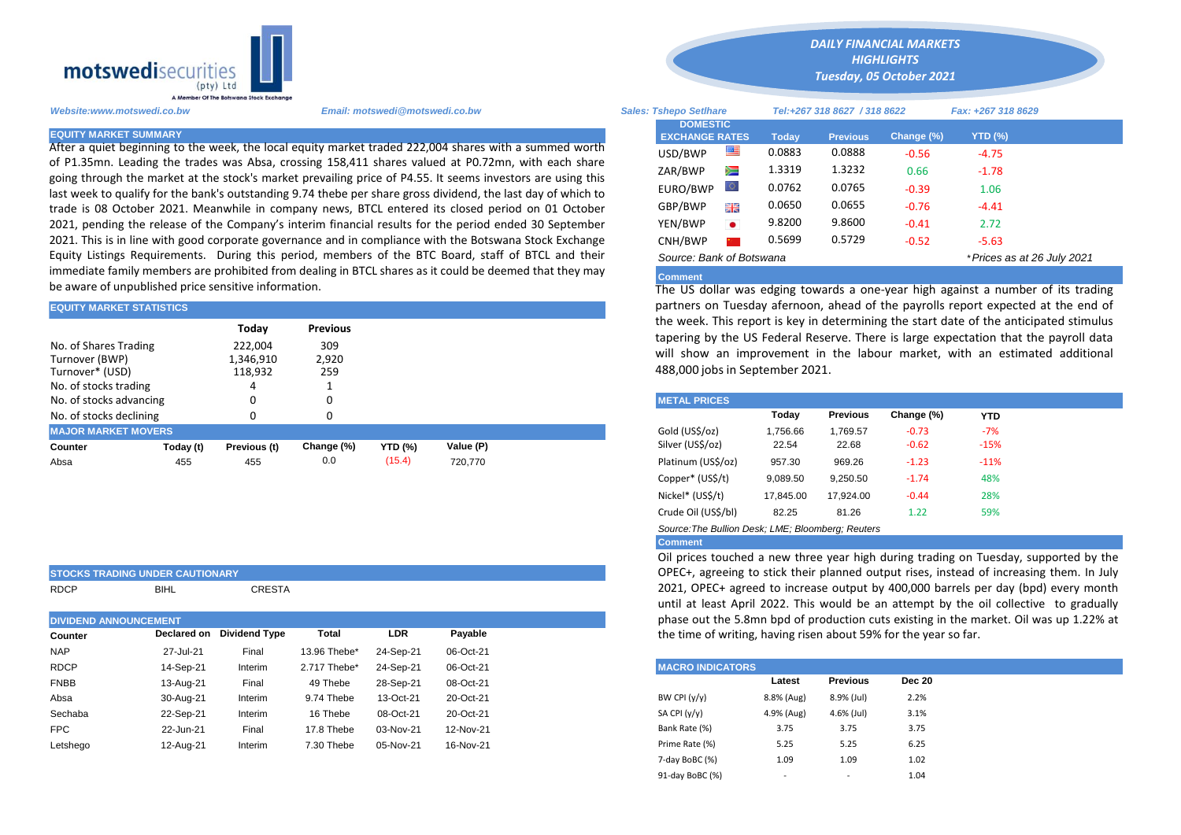# DAILY FINANCIAL MARKETS HIGHLIGHTS

*Tuesday, 05 October 2021*

motswedisecurities (pty) Ltd — A Member Of The Botswana Stock Exchange

*Website:www.motswedi.co.bw* *Email: motswedi@motswedi.co.bw* *Sales: Tshepo Setlhare* *Tel:+267 318 8627 / 318 8622* *Fax: +267 318 8629*

## EQUITY MARKET SUMMARY

After a quiet beginning to the week, the local equity market traded 222,004 shares with a summed worth of P1.35mn. Leading the trades was Absa, crossing 158,411 shares valued at P0.72mn, with each share going through the market at the stock's market prevailing price of P4.55. It seems investors are using this last week to qualify for the bank's outstanding 9.74 thebe per share gross dividend, the last day of which to trade is 08 October 2021. Meanwhile in company news, BTCL entered its closed period on 01 October 2021, pending the release of the Company's interim financial results for the period ended 30 September 2021. This is in line with good corporate governance and in compliance with the Botswana Stock Exchange Equity Listings Requirements. During this period, members of the BTC Board, staff of BTCL and their immediate family members are prohibited from dealing in BTCL shares as it could be deemed that they may be aware of unpublished price sensitive information.

## EQUITY MARKET STATISTICS

| | Today | Previous |
|---|---|---|
| No. of Shares Trading | 222,004 | 309 |
| Turnover (BWP) | 1,346,910 | 2,920 |
| Turnover* (USD) | 118,932 | 259 |
| No. of stocks trading | 4 | 1 |
| No. of stocks advancing | 0 | 0 |
| No. of stocks declining | 0 | 0 |

## MAJOR MARKET MOVERS

| Counter | Today (t) | Previous (t) | Change (%) | YTD (%) | Value (P) |
|---|---|---|---|---|---|
| Absa | 455 | 455 | 0.0 | (15.4) | 720,770 |

## STOCKS TRADING UNDER CAUTIONARY

RDCP BIHL CRESTA

## DIVIDEND ANNOUNCEMENT

| Counter | Declared on | Dividend Type | Total | LDR | Payable |
|---|---|---|---|---|---|
| NAP | 27-Jul-21 | Final | 13.96 Thebe* | 24-Sep-21 | 06-Oct-21 |
| RDCP | 14-Sep-21 | Interim | 2.717 Thebe* | 24-Sep-21 | 06-Oct-21 |
| FNBB | 13-Aug-21 | Final | 49 Thebe | 28-Sep-21 | 08-Oct-21 |
| Absa | 30-Aug-21 | Interim | 9.74 Thebe | 13-Oct-21 | 20-Oct-21 |
| Sechaba | 22-Sep-21 | Interim | 16 Thebe | 08-Oct-21 | 20-Oct-21 |
| FPC | 22-Jun-21 | Final | 17.8 Thebe | 03-Nov-21 | 12-Nov-21 |
| Letshego | 12-Aug-21 | Interim | 7.30 Thebe | 05-Nov-21 | 16-Nov-21 |

## DOMESTIC EXCHANGE RATES

| DOMESTIC EXCHANGE RATES | Today | Previous | Change (%) | YTD (%) |
|---|---|---|---|---|
| USD/BWP | 0.0883 | 0.0888 | -0.56 | -4.75 |
| ZAR/BWP | 1.3319 | 1.3232 | 0.66 | -1.78 |
| EURO/BWP | 0.0762 | 0.0765 | -0.39 | 1.06 |
| GBP/BWP | 0.0650 | 0.0655 | -0.76 | -4.41 |
| YEN/BWP | 9.8200 | 9.8600 | -0.41 | 2.72 |
| CNH/BWP | 0.5699 | 0.5729 | -0.52 | -5.63 |

*Source: Bank of Botswana* *\*Prices as at 26 July 2021*

**Comment**

The US dollar was edging towards a one-year high against a number of its trading partners on Tuesday afernoon, ahead of the payrolls report expected at the end of the week. This report is key in determining the start date of the anticipated stimulus tapering by the US Federal Reserve. There is large expectation that the payroll data will show an improvement in the labour market, with an estimated additional 488,000 jobs in September 2021.

## METAL PRICES

| | Today | Previous | Change (%) | YTD |
|---|---|---|---|---|
| Gold (US$/oz) | 1,756.66 | 1,769.57 | -0.73 | -7% |
| Silver (US$/oz) | 22.54 | 22.68 | -0.62 | -15% |
| Platinum (US$/oz) | 957.30 | 969.26 | -1.23 | -11% |
| Copper* (US$/t) | 9,089.50 | 9,250.50 | -1.74 | 48% |
| Nickel* (US$/t) | 17,845.00 | 17,924.00 | -0.44 | 28% |
| Crude Oil (US$/bl) | 82.25 | 81.26 | 1.22 | 59% |

*Source:The Bullion Desk; LME; Bloomberg; Reuters*

**Comment**

Oil prices touched a new three year high during trading on Tuesday, supported by the OPEC+, agreeing to stick their planned output rises, instead of increasing them. In July 2021, OPEC+ agreed to increase output by 400,000 barrels per day (bpd) every month until at least April 2022. This would be an attempt by the oil collective to gradually phase out the 5.8mn bpd of production cuts existing in the market. Oil was up 1.22% at the time of writing, having risen about 59% for the year so far.

## MACRO INDICATORS

| | Latest | Previous | Dec 20 |
|---|---|---|---|
| BW CPI (y/y) | 8.8% (Aug) | 8.9% (Jul) | 2.2% |
| SA CPI (y/y) | 4.9% (Aug) | 4.6% (Jul) | 3.1% |
| Bank Rate (%) | 3.75 | 3.75 | 3.75 |
| Prime Rate (%) | 5.25 | 5.25 | 6.25 |
| 7-day BoBC (%) | 1.09 | 1.09 | 1.02 |
| 91-day BoBC (%) | - | - | 1.04 |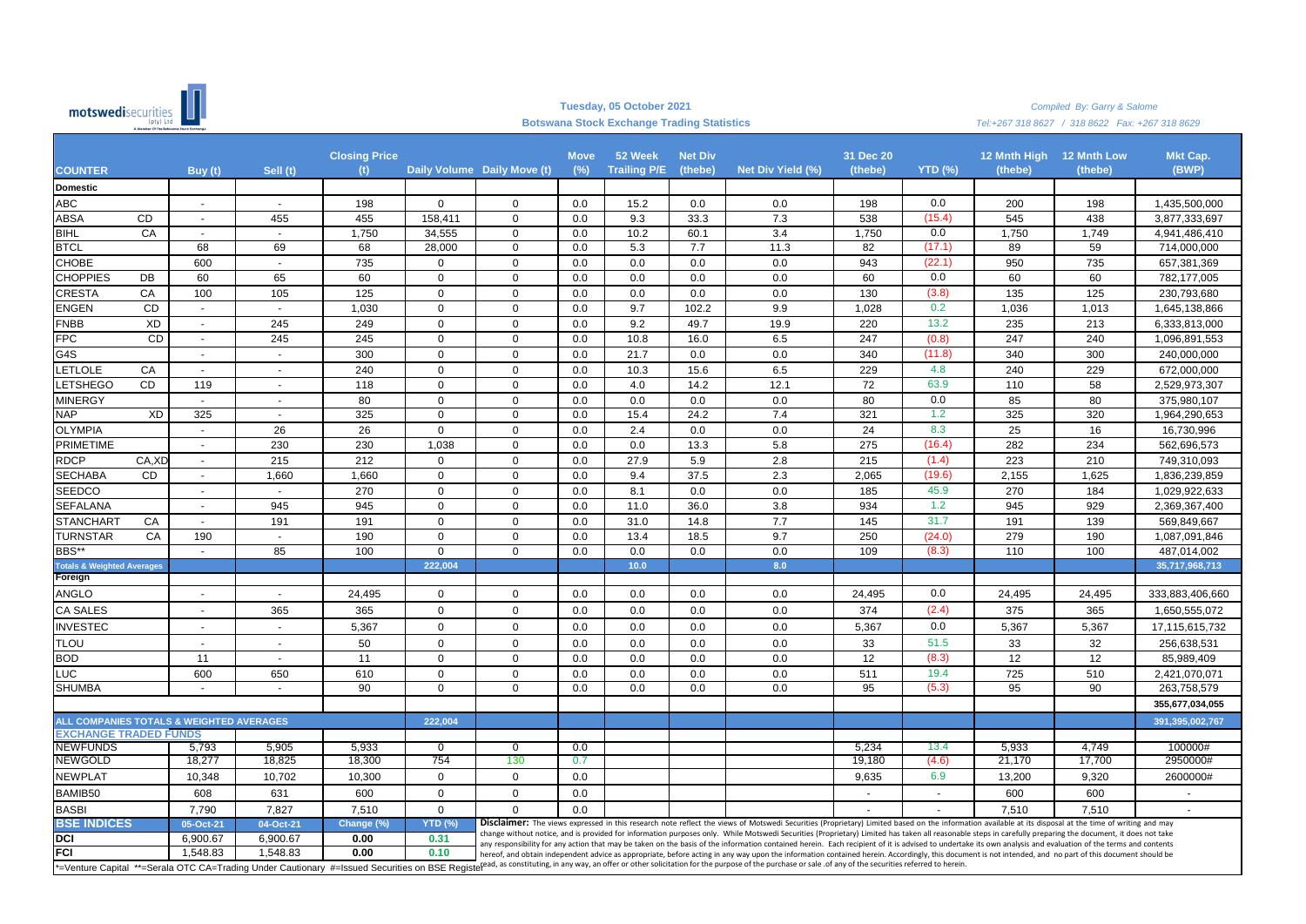motswedisecurities (pty) Ltd
A Member Of The Botswana Stock Exchange

**Tuesday, 05 October 2021**
**Botswana Stock Exchange Trading Statistics**

*Compiled By: Garry & Salome*
*Tel:+267 318 8627 / 318 8622 Fax: +267 318 8629*

| COUNTER | | Buy (t) | Sell (t) | Closing Price (t) | Daily Volume | Daily Move (t) | Move (%) | 52 Week Trailing P/E | Net Div (thebe) | Net Div Yield (%) | 31 Dec 20 (thebe) | YTD (%) | 12 Mnth High (thebe) | 12 Mnth Low (thebe) | Mkt Cap. (BWP) |
|---|---|---|---|---|---|---|---|---|---|---|---|---|---|---|---|
| **Domestic** | | | | | | | | | | | | | | | |
| ABC | | - | - | 198 | 0 | 0 | 0.0 | 15.2 | 0.0 | 0.0 | 198 | 0.0 | 200 | 198 | 1,435,500,000 |
| ABSA | CD | - | 455 | 455 | 158,411 | 0 | 0.0 | 9.3 | 33.3 | 7.3 | 538 | (15.4) | 545 | 438 | 3,877,333,697 |
| BIHL | CA | - | - | 1,750 | 34,555 | 0 | 0.0 | 10.2 | 60.1 | 3.4 | 1,750 | 0.0 | 1,750 | 1,749 | 4,941,486,410 |
| BTCL | | 68 | 69 | 68 | 28,000 | 0 | 0.0 | 5.3 | 7.7 | 11.3 | 82 | (17.1) | 89 | 59 | 714,000,000 |
| CHOBE | | 600 | - | 735 | 0 | 0 | 0.0 | 0.0 | 0.0 | 0.0 | 943 | (22.1) | 950 | 735 | 657,381,369 |
| CHOPPIES | DB | 60 | 65 | 60 | 0 | 0 | 0.0 | 0.0 | 0.0 | 0.0 | 60 | 0.0 | 60 | 60 | 782,177,005 |
| CRESTA | CA | 100 | 105 | 125 | 0 | 0 | 0.0 | 0.0 | 0.0 | 0.0 | 130 | (3.8) | 135 | 125 | 230,793,680 |
| ENGEN | CD | - | - | 1,030 | 0 | 0 | 0.0 | 9.7 | 102.2 | 9.9 | 1,028 | 0.2 | 1,036 | 1,013 | 1,645,138,866 |
| FNBB | XD | - | 245 | 249 | 0 | 0 | 0.0 | 9.2 | 49.7 | 19.9 | 220 | 13.2 | 235 | 213 | 6,333,813,000 |
| FPC | CD | - | 245 | 245 | 0 | 0 | 0.0 | 10.8 | 16.0 | 6.5 | 247 | (0.8) | 247 | 240 | 1,096,891,553 |
| G4S | | - | - | 300 | 0 | 0 | 0.0 | 21.7 | 0.0 | 0.0 | 340 | (11.8) | 340 | 300 | 240,000,000 |
| LETLOLE | CA | - | - | 240 | 0 | 0 | 0.0 | 10.3 | 15.6 | 6.5 | 229 | 4.8 | 240 | 229 | 672,000,000 |
| LETSHEGO | CD | 119 | - | 118 | 0 | 0 | 0.0 | 4.0 | 14.2 | 12.1 | 72 | 63.9 | 110 | 58 | 2,529,973,307 |
| MINERGY | | - | - | 80 | 0 | 0 | 0.0 | 0.0 | 0.0 | 0.0 | 80 | 0.0 | 85 | 80 | 375,980,107 |
| NAP | XD | 325 | - | 325 | 0 | 0 | 0.0 | 15.4 | 24.2 | 7.4 | 321 | 1.2 | 325 | 320 | 1,964,290,653 |
| OLYMPIA | | - | 26 | 26 | 0 | 0 | 0.0 | 2.4 | 0.0 | 0.0 | 24 | 8.3 | 25 | 16 | 16,730,996 |
| PRIMETIME | | - | 230 | 230 | 1,038 | 0 | 0.0 | 0.0 | 13.3 | 5.8 | 275 | (16.4) | 282 | 234 | 562,696,573 |
| RDCP | CA,XD | - | 215 | 212 | 0 | 0 | 0.0 | 27.9 | 5.9 | 2.8 | 215 | (1.4) | 223 | 210 | 749,310,093 |
| SECHABA | CD | - | 1,660 | 1,660 | 0 | 0 | 0.0 | 9.4 | 37.5 | 2.3 | 2,065 | (19.6) | 2,155 | 1,625 | 1,836,239,859 |
| SEEDCO | | - | - | 270 | 0 | 0 | 0.0 | 8.1 | 0.0 | 0.0 | 185 | 45.9 | 270 | 184 | 1,029,922,633 |
| SEFALANA | | - | 945 | 945 | 0 | 0 | 0.0 | 11.0 | 36.0 | 3.8 | 934 | 1.2 | 945 | 929 | 2,369,367,400 |
| STANCHART | CA | - | 191 | 191 | 0 | 0 | 0.0 | 31.0 | 14.8 | 7.7 | 145 | 31.7 | 191 | 139 | 569,849,667 |
| TURNSTAR | CA | 190 | - | 190 | 0 | 0 | 0.0 | 13.4 | 18.5 | 9.7 | 250 | (24.0) | 279 | 190 | 1,087,091,846 |
| BBS** | | - | 85 | 100 | 0 | 0 | 0.0 | 0.0 | 0.0 | 0.0 | 109 | (8.3) | 110 | 100 | 487,014,002 |
| **Totals & Weighted Averages** | | | | | 222,004 | | | 10.0 | | 8.0 | | | | | 35,717,968,713 |
| **Foreign** | | | | | | | | | | | | | | | |
| ANGLO | | - | - | 24,495 | 0 | 0 | 0.0 | 0.0 | 0.0 | 0.0 | 24,495 | 0.0 | 24,495 | 24,495 | 333,883,406,660 |
| CA SALES | | - | 365 | 365 | 0 | 0 | 0.0 | 0.0 | 0.0 | 0.0 | 374 | (2.4) | 375 | 365 | 1,650,555,072 |
| INVESTEC | | - | - | 5,367 | 0 | 0 | 0.0 | 0.0 | 0.0 | 0.0 | 5,367 | 0.0 | 5,367 | 5,367 | 17,115,615,732 |
| TLOU | | - | - | 50 | 0 | 0 | 0.0 | 0.0 | 0.0 | 0.0 | 33 | 51.5 | 33 | 32 | 256,638,531 |
| BOD | | 11 | - | 11 | 0 | 0 | 0.0 | 0.0 | 0.0 | 0.0 | 12 | (8.3) | 12 | 12 | 85,989,409 |
| LUC | | 600 | 650 | 610 | 0 | 0 | 0.0 | 0.0 | 0.0 | 0.0 | 511 | 19.4 | 725 | 510 | 2,421,070,071 |
| SHUMBA | | - | - | 90 | 0 | 0 | 0.0 | 0.0 | 0.0 | 0.0 | 95 | (5.3) | 95 | 90 | 263,758,579 |
| | | | | | | | | | | | | | | | 355,677,034,055 |
| **ALL COMPANIES TOTALS & WEIGHTED AVERAGES** | | | | | 222,004 | | | | | | | | | | 391,395,002,767 |
| **EXCHANGE TRADED FUNDS** | | | | | | | | | | | | | | | |
| NEWFUNDS | | 5,793 | 5,905 | 5,933 | 0 | 0 | 0.0 | | | | 5,234 | 13.4 | 5,933 | 4,749 | 100000# |
| NEWGOLD | | 18,277 | 18,825 | 18,300 | 754 | 130 | 0.7 | | | | 19,180 | (4.6) | 21,170 | 17,700 | 2950000# |
| NEWPLAT | | 10,348 | 10,702 | 10,300 | 0 | 0 | 0.0 | | | | 9,635 | 6.9 | 13,200 | 9,320 | 2600000# |
| BAMIB50 | | 608 | 631 | 600 | 0 | 0 | 0.0 | | | | - | - | 600 | 600 | - |
| BASBI | | 7,790 | 7,827 | 7,510 | 0 | 0 | 0.0 | | | | - | - | 7,510 | 7,510 | - |

| BSE INDICES | 05-Oct-21 | 04-Oct-21 | Change (%) | YTD (%) |
|---|---|---|---|---|
| DCI | 6,900.67 | 6,900.67 | 0.00 | 0.31 |
| FCI | 1,548.83 | 1,548.83 | 0.00 | 0.10 |

*=Venture Capital **=Serala OTC CA=Trading Under Cautionary #=Issued Securities on BSE Register

**Disclaimer:** The views expressed in this research note reflect the views of Motswedi Securities (Proprietary) Limited based on the information available at its disposal at the time of writing and may change without notice, and is provided for information purposes only. While Motswedi Securities (Proprietary) Limited has taken all reasonable steps in carefully preparing the document, it does not take any responsibility for any action that may be taken on the basis of the information contained herein. Each recipient of it is advised to undertake its own analysis and evaluation of the terms and contents hereof, and obtain independent advice as appropriate, before acting in any way upon the information contained herein. Accordingly, this document is not intended, and no part of this document should be read, as constituting, in any way, an offer or other solicitation for the purpose of the purchase or sale .of any of the securities referred to herein.